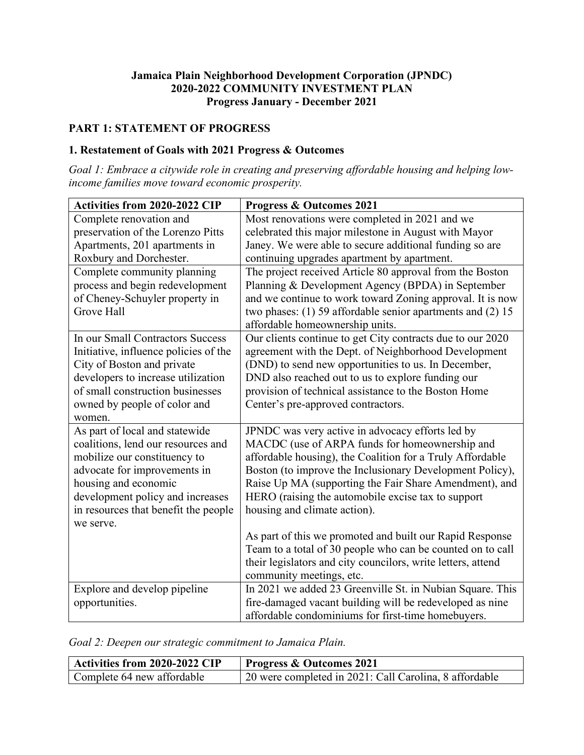**Jamaica Plain Neighborhood Development Corporation (JPNDC)**
**2020-2022 COMMUNITY INVESTMENT PLAN**
**Progress January - December 2021**

## PART 1: STATEMENT OF PROGRESS

### 1. Restatement of Goals with 2021 Progress & Outcomes

*Goal 1: Embrace a citywide role in creating and preserving affordable housing and helping low-income families move toward economic prosperity.*

| Activities from 2020-2022 CIP | Progress & Outcomes 2021 |
| --- | --- |
| Complete renovation and preservation of the Lorenzo Pitts Apartments, 201 apartments in Roxbury and Dorchester. | Most renovations were completed in 2021 and we celebrated this major milestone in August with Mayor Janey. We were able to secure additional funding so are continuing upgrades apartment by apartment. |
| Complete community planning process and begin redevelopment of Cheney-Schuyler property in Grove Hall | The project received Article 80 approval from the Boston Planning & Development Agency (BPDA) in September and we continue to work toward Zoning approval. It is now two phases: (1) 59 affordable senior apartments and (2) 15 affordable homeownership units. |
| In our Small Contractors Success Initiative, influence policies of the City of Boston and private developers to increase utilization of small construction businesses owned by people of color and women. | Our clients continue to get City contracts due to our 2020 agreement with the Dept. of Neighborhood Development (DND) to send new opportunities to us. In December, DND also reached out to us to explore funding our provision of technical assistance to the Boston Home Center's pre-approved contractors. |
| As part of local and statewide coalitions, lend our resources and mobilize our constituency to advocate for improvements in housing and economic development policy and increases in resources that benefit the people we serve. | JPNDC was very active in advocacy efforts led by MACDC (use of ARPA funds for homeownership and affordable housing), the Coalition for a Truly Affordable Boston (to improve the Inclusionary Development Policy), Raise Up MA (supporting the Fair Share Amendment), and HERO (raising the automobile excise tax to support housing and climate action).<br><br>As part of this we promoted and built our Rapid Response Team to a total of 30 people who can be counted on to call their legislators and city councilors, write letters, attend community meetings, etc. |
| Explore and develop pipeline opportunities. | In 2021 we added 23 Greenville St. in Nubian Square. This fire-damaged vacant building will be redeveloped as nine affordable condominiums for first-time homebuyers. |

*Goal 2: Deepen our strategic commitment to Jamaica Plain.*

| Activities from 2020-2022 CIP | Progress & Outcomes 2021 |
| --- | --- |
| Complete 64 new affordable | 20 were completed in 2021: Call Carolina, 8 affordable |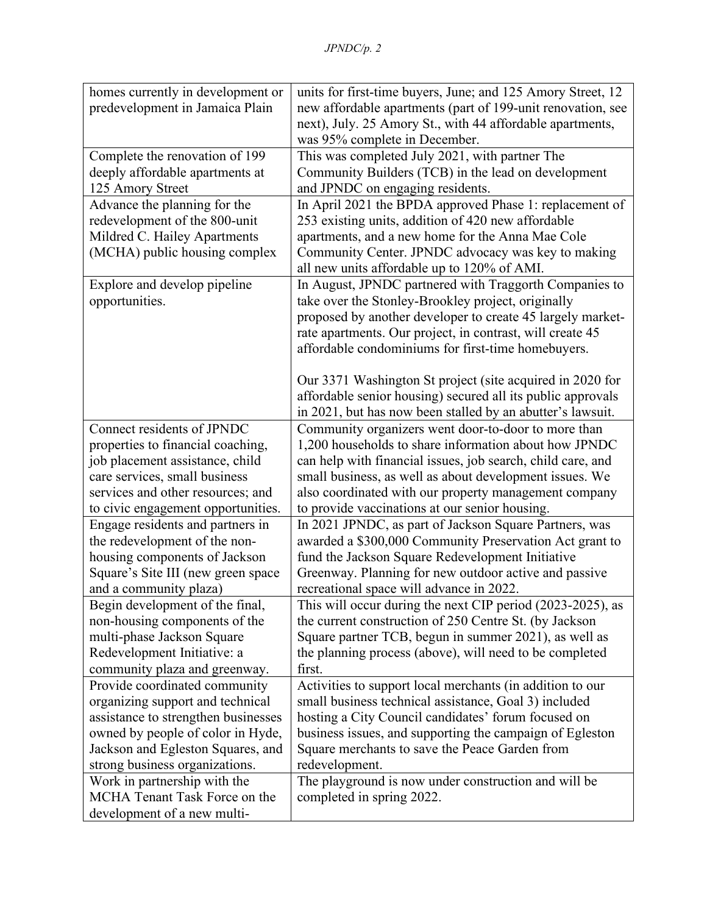| | |
|---|---|
| homes currently in development or predevelopment in Jamaica Plain | units for first-time buyers, June; and 125 Amory Street, 12 new affordable apartments (part of 199-unit renovation, see next), July. 25 Amory St., with 44 affordable apartments, was 95% complete in December. |
| Complete the renovation of 199 deeply affordable apartments at 125 Amory Street | This was completed July 2021, with partner The Community Builders (TCB) in the lead on development and JPNDC on engaging residents. |
| Advance the planning for the redevelopment of the 800-unit Mildred C. Hailey Apartments (MCHA) public housing complex | In April 2021 the BPDA approved Phase 1: replacement of 253 existing units, addition of 420 new affordable apartments, and a new home for the Anna Mae Cole Community Center. JPNDC advocacy was key to making all new units affordable up to 120% of AMI. |
| Explore and develop pipeline opportunities. | In August, JPNDC partnered with Traggorth Companies to take over the Stonley-Brookley project, originally proposed by another developer to create 45 largely market-rate apartments. Our project, in contrast, will create 45 affordable condominiums for first-time homebuyers.<br><br>Our 3371 Washington St project (site acquired in 2020 for affordable senior housing) secured all its public approvals in 2021, but has now been stalled by an abutter's lawsuit. |
| Connect residents of JPNDC properties to financial coaching, job placement assistance, child care services, small business services and other resources; and to civic engagement opportunities. | Community organizers went door-to-door to more than 1,200 households to share information about how JPNDC can help with financial issues, job search, child care, and small business, as well as about development issues. We also coordinated with our property management company to provide vaccinations at our senior housing. |
| Engage residents and partners in the redevelopment of the non-housing components of Jackson Square's Site III (new green space and a community plaza) | In 2021 JPNDC, as part of Jackson Square Partners, was awarded a $300,000 Community Preservation Act grant to fund the Jackson Square Redevelopment Initiative Greenway. Planning for new outdoor active and passive recreational space will advance in 2022. |
| Begin development of the final, non-housing components of the multi-phase Jackson Square Redevelopment Initiative: a community plaza and greenway. | This will occur during the next CIP period (2023-2025), as the current construction of 250 Centre St. (by Jackson Square partner TCB, begun in summer 2021), as well as the planning process (above), will need to be completed first. |
| Provide coordinated community organizing support and technical assistance to strengthen businesses owned by people of color in Hyde, Jackson and Egleston Squares, and strong business organizations. | Activities to support local merchants (in addition to our small business technical assistance, Goal 3) included hosting a City Council candidates' forum focused on business issues, and supporting the campaign of Egleston Square merchants to save the Peace Garden from redevelopment. |
| Work in partnership with the MCHA Tenant Task Force on the development of a new multi- | The playground is now under construction and will be completed in spring 2022. |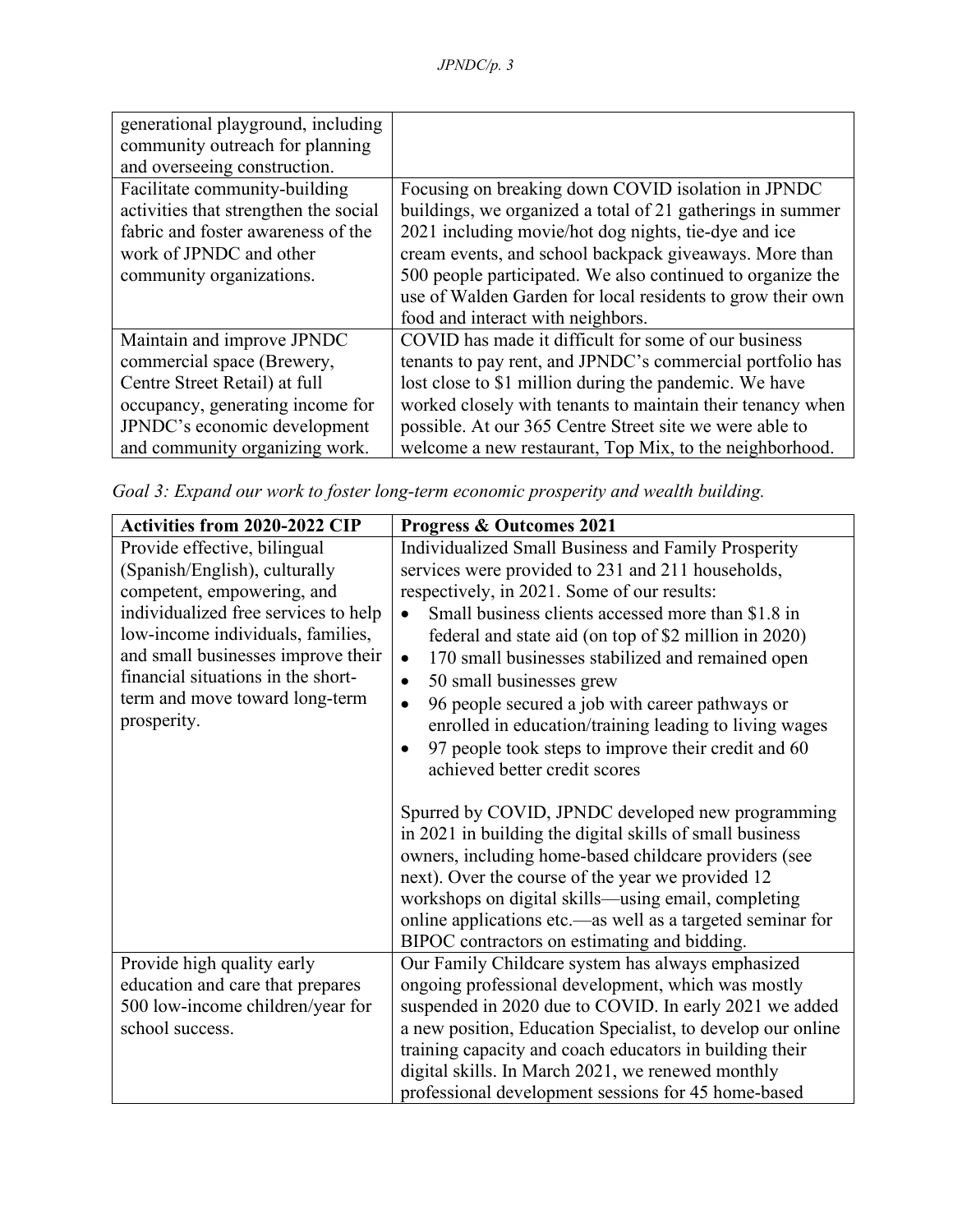| | |
|---|---|
| generational playground, including community outreach for planning and overseeing construction. | |
| Facilitate community-building activities that strengthen the social fabric and foster awareness of the work of JPNDC and other community organizations. | Focusing on breaking down COVID isolation in JPNDC buildings, we organized a total of 21 gatherings in summer 2021 including movie/hot dog nights, tie-dye and ice cream events, and school backpack giveaways. More than 500 people participated. We also continued to organize the use of Walden Garden for local residents to grow their own food and interact with neighbors. |
| Maintain and improve JPNDC commercial space (Brewery, Centre Street Retail) at full occupancy, generating income for JPNDC's economic development and community organizing work. | COVID has made it difficult for some of our business tenants to pay rent, and JPNDC's commercial portfolio has lost close to $1 million during the pandemic. We have worked closely with tenants to maintain their tenancy when possible. At our 365 Centre Street site we were able to welcome a new restaurant, Top Mix, to the neighborhood. |

*Goal 3: Expand our work to foster long-term economic prosperity and wealth building.*

| **Activities from 2020-2022 CIP** | **Progress & Outcomes 2021** |
|---|---|
| Provide effective, bilingual (Spanish/English), culturally competent, empowering, and individualized free services to help low-income individuals, families, and small businesses improve their financial situations in the short-term and move toward long-term prosperity. | Individualized Small Business and Family Prosperity services were provided to 231 and 211 households, respectively, in 2021. Some of our results:<br>• Small business clients accessed more than $1.8 in federal and state aid (on top of $2 million in 2020)<br>• 170 small businesses stabilized and remained open<br>• 50 small businesses grew<br>• 96 people secured a job with career pathways or enrolled in education/training leading to living wages<br>• 97 people took steps to improve their credit and 60 achieved better credit scores<br><br>Spurred by COVID, JPNDC developed new programming in 2021 in building the digital skills of small business owners, including home-based childcare providers (see next). Over the course of the year we provided 12 workshops on digital skills—using email, completing online applications etc.—as well as a targeted seminar for BIPOC contractors on estimating and bidding. |
| Provide high quality early education and care that prepares 500 low-income children/year for school success. | Our Family Childcare system has always emphasized ongoing professional development, which was mostly suspended in 2020 due to COVID. In early 2021 we added a new position, Education Specialist, to develop our online training capacity and coach educators in building their digital skills. In March 2021, we renewed monthly professional development sessions for 45 home-based |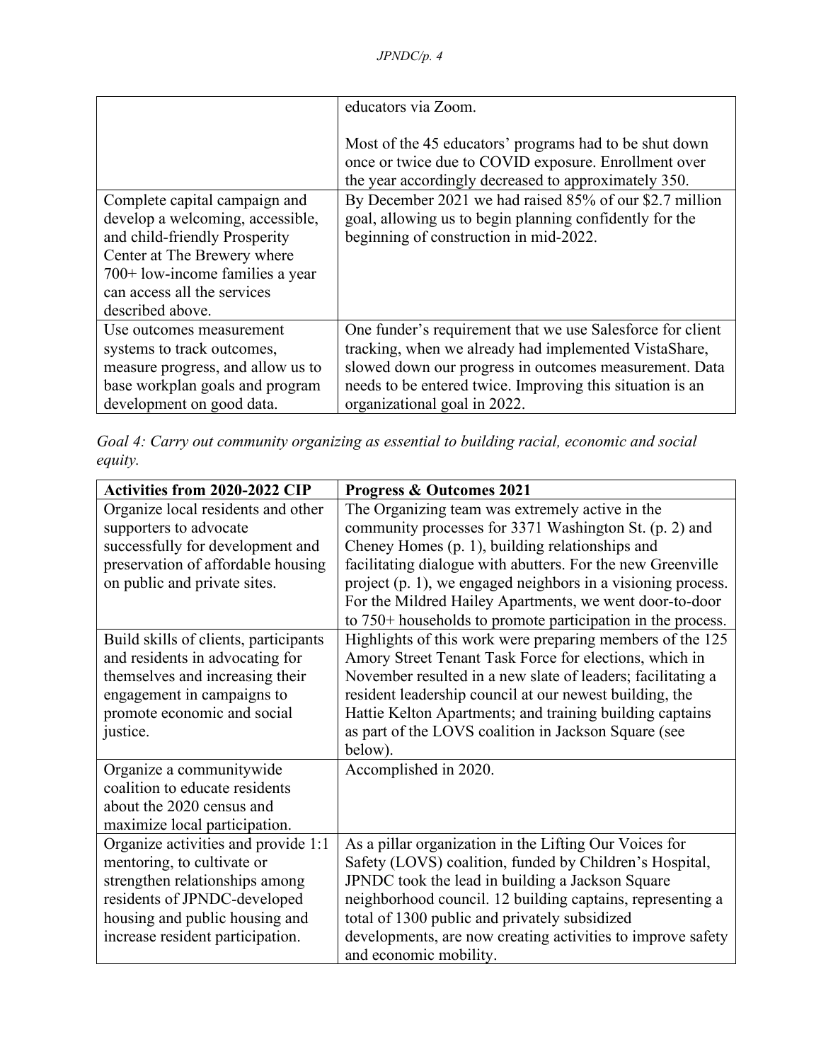| | |
|---|---|
| | educators via Zoom.<br><br>Most of the 45 educators' programs had to be shut down once or twice due to COVID exposure. Enrollment over the year accordingly decreased to approximately 350. |
| Complete capital campaign and develop a welcoming, accessible, and child-friendly Prosperity Center at The Brewery where 700+ low-income families a year can access all the services described above. | By December 2021 we had raised 85% of our $2.7 million goal, allowing us to begin planning confidently for the beginning of construction in mid-2022. |
| Use outcomes measurement systems to track outcomes, measure progress, and allow us to base workplan goals and program development on good data. | One funder's requirement that we use Salesforce for client tracking, when we already had implemented VistaShare, slowed down our progress in outcomes measurement. Data needs to be entered twice. Improving this situation is an organizational goal in 2022. |

*Goal 4: Carry out community organizing as essential to building racial, economic and social equity.*

| **Activities from 2020-2022 CIP** | **Progress & Outcomes 2021** |
|---|---|
| Organize local residents and other supporters to advocate successfully for development and preservation of affordable housing on public and private sites. | The Organizing team was extremely active in the community processes for 3371 Washington St. (p. 2) and Cheney Homes (p. 1), building relationships and facilitating dialogue with abutters. For the new Greenville project (p. 1), we engaged neighbors in a visioning process. For the Mildred Hailey Apartments, we went door-to-door to 750+ households to promote participation in the process. |
| Build skills of clients, participants and residents in advocating for themselves and increasing their engagement in campaigns to promote economic and social justice. | Highlights of this work were preparing members of the 125 Amory Street Tenant Task Force for elections, which in November resulted in a new slate of leaders; facilitating a resident leadership council at our newest building, the Hattie Kelton Apartments; and training building captains as part of the LOVS coalition in Jackson Square (see below). |
| Organize a communitywide coalition to educate residents about the 2020 census and maximize local participation. | Accomplished in 2020. |
| Organize activities and provide 1:1 mentoring, to cultivate or strengthen relationships among residents of JPNDC-developed housing and public housing and increase resident participation. | As a pillar organization in the Lifting Our Voices for Safety (LOVS) coalition, funded by Children's Hospital, JPNDC took the lead in building a Jackson Square neighborhood council. 12 building captains, representing a total of 1300 public and privately subsidized developments, are now creating activities to improve safety and economic mobility. |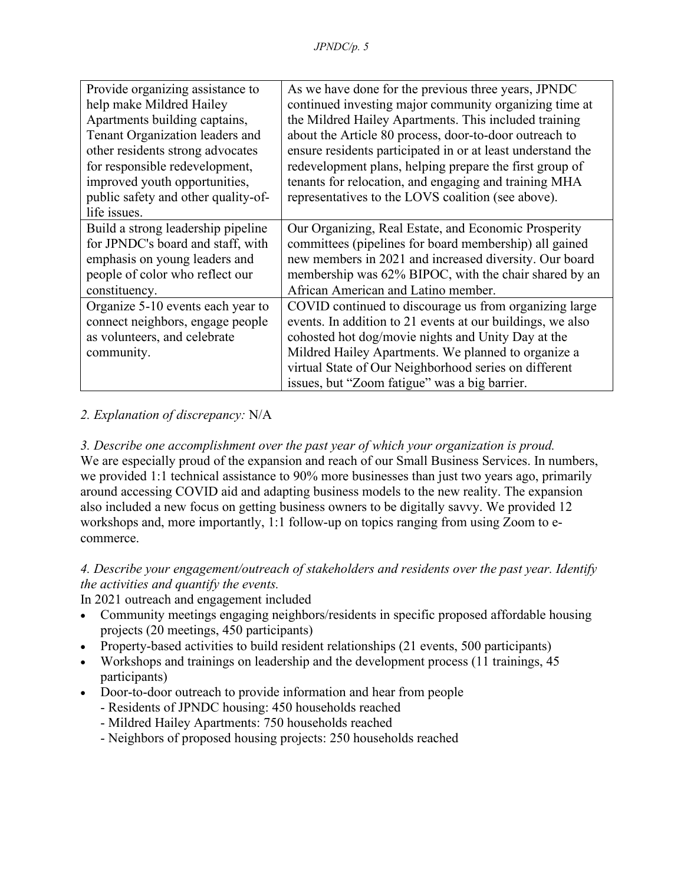| | |
|---|---|
| Provide organizing assistance to help make Mildred Hailey Apartments building captains, Tenant Organization leaders and other residents strong advocates for responsible redevelopment, improved youth opportunities, public safety and other quality-of-life issues. | As we have done for the previous three years, JPNDC continued investing major community organizing time at the Mildred Hailey Apartments. This included training about the Article 80 process, door-to-door outreach to ensure residents participated in or at least understand the redevelopment plans, helping prepare the first group of tenants for relocation, and engaging and training MHA representatives to the LOVS coalition (see above). |
| Build a strong leadership pipeline for JPNDC's board and staff, with emphasis on young leaders and people of color who reflect our constituency. | Our Organizing, Real Estate, and Economic Prosperity committees (pipelines for board membership) all gained new members in 2021 and increased diversity. Our board membership was 62% BIPOC, with the chair shared by an African American and Latino member. |
| Organize 5-10 events each year to connect neighbors, engage people as volunteers, and celebrate community. | COVID continued to discourage us from organizing large events. In addition to 21 events at our buildings, we also cohosted hot dog/movie nights and Unity Day at the Mildred Hailey Apartments. We planned to organize a virtual State of Our Neighborhood series on different issues, but "Zoom fatigue" was a big barrier. |

*2. Explanation of discrepancy:* N/A

*3. Describe one accomplishment over the past year of which your organization is proud.*
We are especially proud of the expansion and reach of our Small Business Services. In numbers, we provided 1:1 technical assistance to 90% more businesses than just two years ago, primarily around accessing COVID aid and adapting business models to the new reality. The expansion also included a new focus on getting business owners to be digitally savvy. We provided 12 workshops and, more importantly, 1:1 follow-up on topics ranging from using Zoom to e-commerce.

*4. Describe your engagement/outreach of stakeholders and residents over the past year. Identify the activities and quantify the events.*
In 2021 outreach and engagement included

- Community meetings engaging neighbors/residents in specific proposed affordable housing projects (20 meetings, 450 participants)
- Property-based activities to build resident relationships (21 events, 500 participants)
- Workshops and trainings on leadership and the development process (11 trainings, 45 participants)
- Door-to-door outreach to provide information and hear from people
  - Residents of JPNDC housing: 450 households reached
  - Mildred Hailey Apartments: 750 households reached
  - Neighbors of proposed housing projects: 250 households reached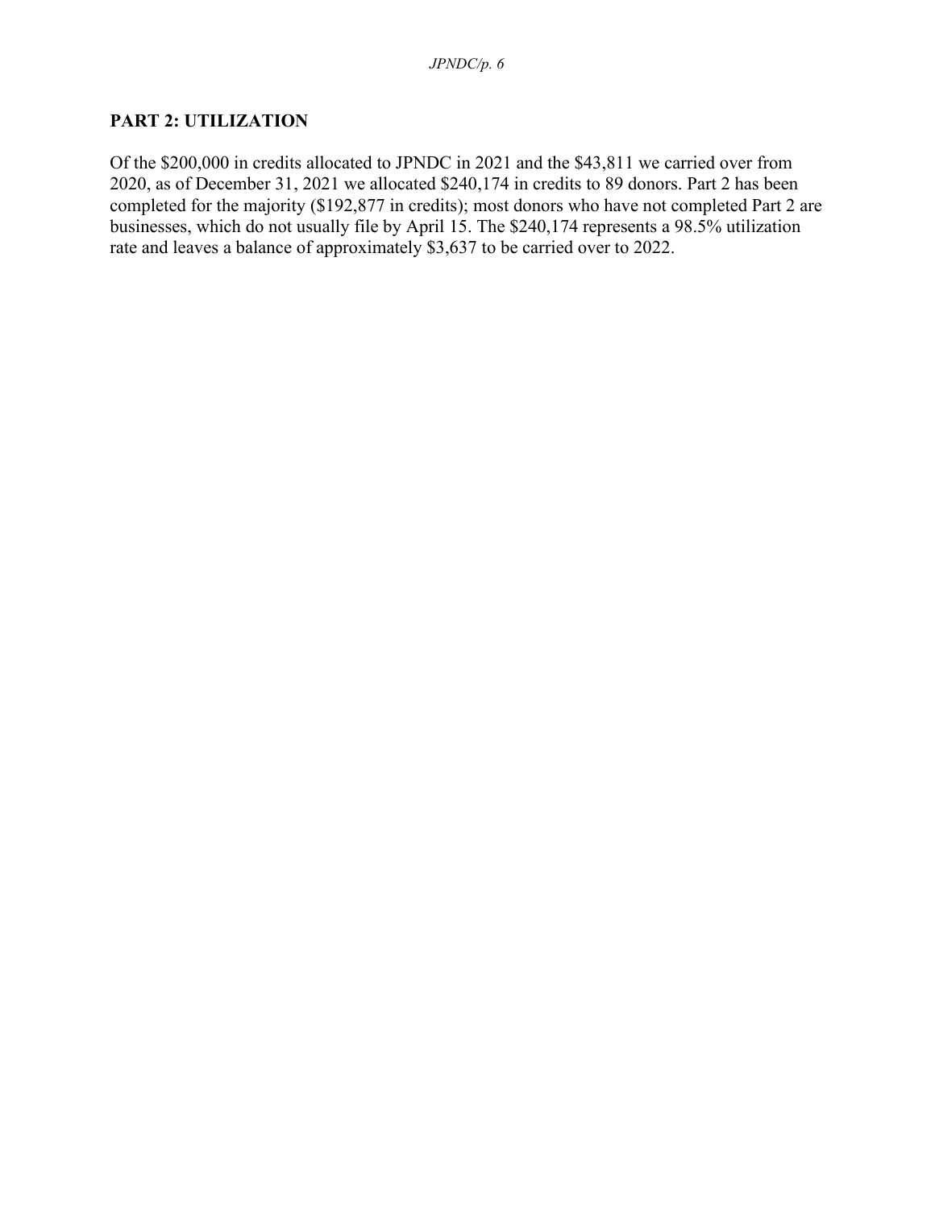## PART 2: UTILIZATION

Of the $200,000 in credits allocated to JPNDC in 2021 and the $43,811 we carried over from 2020, as of December 31, 2021 we allocated $240,174 in credits to 89 donors. Part 2 has been completed for the majority ($192,877 in credits); most donors who have not completed Part 2 are businesses, which do not usually file by April 15. The $240,174 represents a 98.5% utilization rate and leaves a balance of approximately $3,637 to be carried over to 2022.